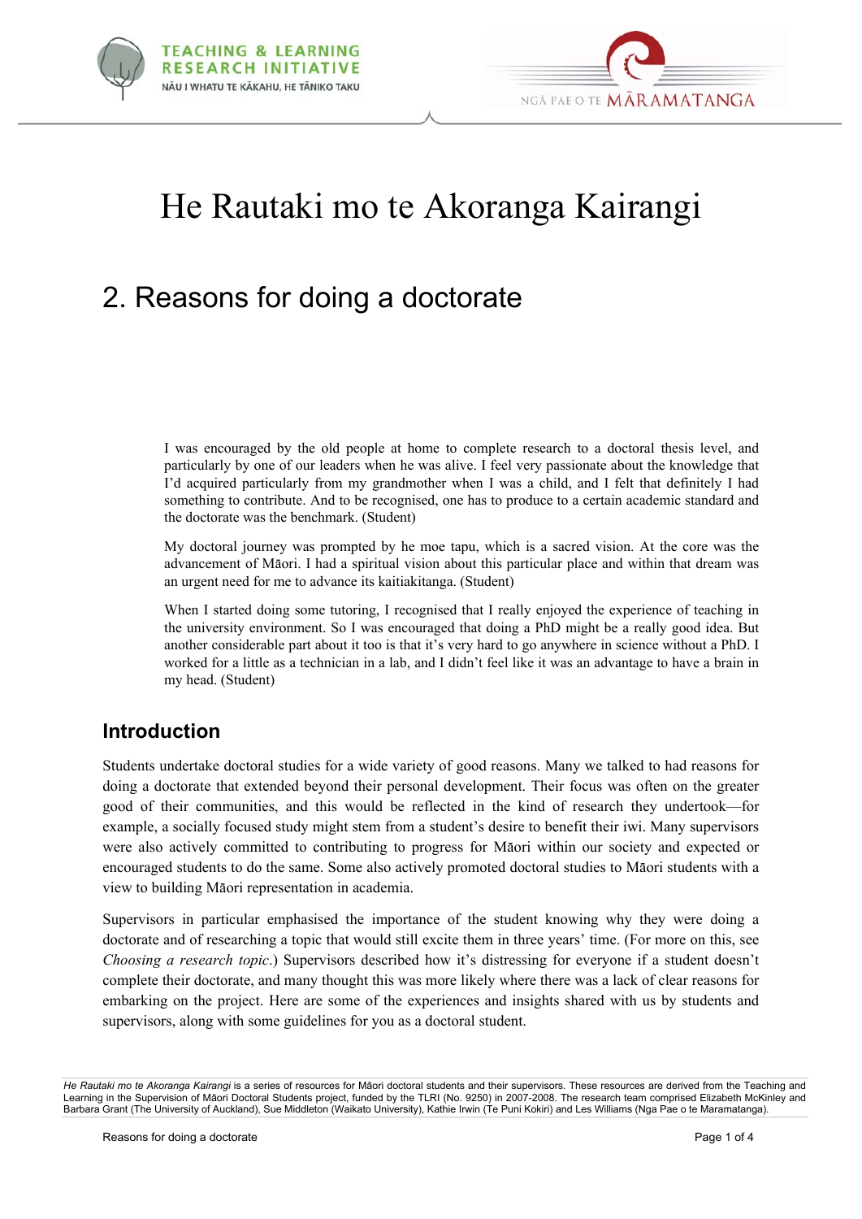# He Rautaki mo te Akoranga Kairangi

## 2. Reasons for doing a doctorate

I was encouraged by the old people at home to complete research to a doctoral thesis level, and particularly by one of our leaders when he was alive. I feel very passionate about the knowledge that I'd acquired particularly from my grandmother when I was a child, and I felt that definitely I had something to contribute. And to be recognised, one has to produce to a certain academic standard and the doctorate was the benchmark. (Student)

My doctoral journey was prompted by he moe tapu, which is a sacred vision. At the core was the advancement of Māori. I had a spiritual vision about this particular place and within that dream was an urgent need for me to advance its kaitiakitanga. (Student)

When I started doing some tutoring, I recognised that I really enjoyed the experience of teaching in the university environment. So I was encouraged that doing a PhD might be a really good idea. But another considerable part about it too is that it's very hard to go anywhere in science without a PhD. I worked for a little as a technician in a lab, and I didn't feel like it was an advantage to have a brain in my head. (Student)

### Introduction

Students undertake doctoral studies for a wide variety of good reasons. Many we talked to had reasons for doing a doctorate that extended beyond their personal development. Their focus was often on the greater good of their communities, and this would be reflected in the kind of research they undertook—for example, a socially focused study might stem from a student's desire to benefit their iwi. Many supervisors were also actively committed to contributing to progress for Māori within our society and expected or encouraged students to do the same. Some also actively promoted doctoral studies to Māori students with a view to building Māori representation in academia.

Supervisors in particular emphasised the importance of the student knowing why they were doing a doctorate and of researching a topic that would still excite them in three years' time. (For more on this, see *Choosing a research topic*.) Supervisors described how it's distressing for everyone if a student doesn't complete their doctorate, and many thought this was more likely where there was a lack of clear reasons for embarking on the project. Here are some of the experiences and insights shared with us by students and supervisors, along with some guidelines for you as a doctoral student.

*He Rautaki mo te Akoranga Kairangi* is a series of resources for Māori doctoral students and their supervisors. These resources are derived from the Teaching and Learning in the Supervision of Māori Doctoral Students project, funded by the TLRI (No. 9250) in 2007-2008. The research team comprised Elizabeth McKinley and Barbara Grant (The University of Auckland), Sue Middleton (Waikato University), Kathie Irwin (Te Puni Kokiri) and Les Williams (Nga Pae o te Maramatanga).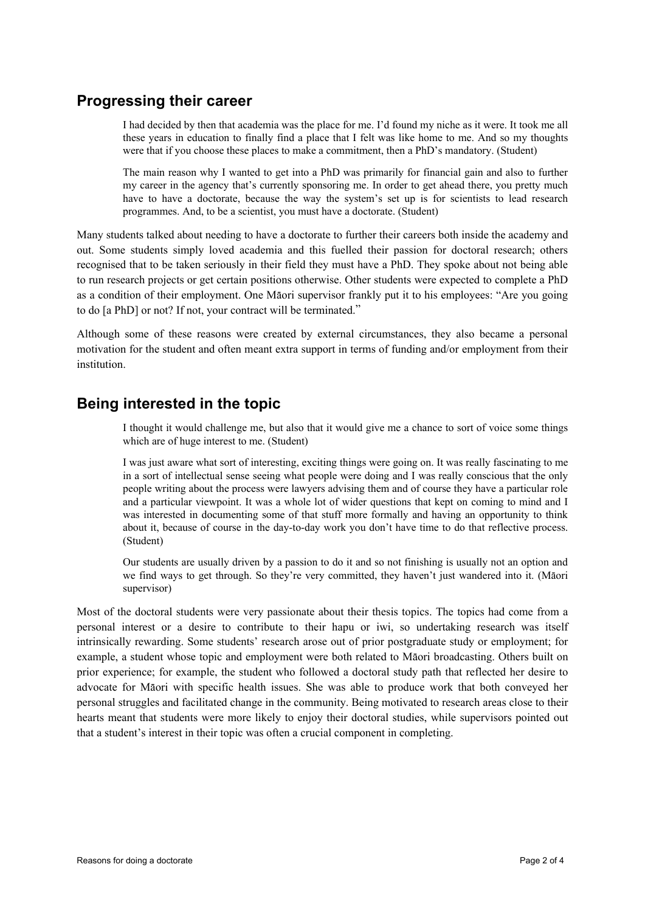## Progressing their career

> I had decided by then that academia was the place for me. I'd found my niche as it were. It took me all these years in education to finally find a place that I felt was like home to me. And so my thoughts were that if you choose these places to make a commitment, then a PhD's mandatory. (Student)

> The main reason why I wanted to get into a PhD was primarily for financial gain and also to further my career in the agency that's currently sponsoring me. In order to get ahead there, you pretty much have to have a doctorate, because the way the system's set up is for scientists to lead research programmes. And, to be a scientist, you must have a doctorate. (Student)

Many students talked about needing to have a doctorate to further their careers both inside the academy and out. Some students simply loved academia and this fuelled their passion for doctoral research; others recognised that to be taken seriously in their field they must have a PhD. They spoke about not being able to run research projects or get certain positions otherwise. Other students were expected to complete a PhD as a condition of their employment. One Māori supervisor frankly put it to his employees: "Are you going to do [a PhD] or not? If not, your contract will be terminated."

Although some of these reasons were created by external circumstances, they also became a personal motivation for the student and often meant extra support in terms of funding and/or employment from their institution.

## Being interested in the topic

> I thought it would challenge me, but also that it would give me a chance to sort of voice some things which are of huge interest to me. (Student)

> I was just aware what sort of interesting, exciting things were going on. It was really fascinating to me in a sort of intellectual sense seeing what people were doing and I was really conscious that the only people writing about the process were lawyers advising them and of course they have a particular role and a particular viewpoint. It was a whole lot of wider questions that kept on coming to mind and I was interested in documenting some of that stuff more formally and having an opportunity to think about it, because of course in the day-to-day work you don't have time to do that reflective process. (Student)

> Our students are usually driven by a passion to do it and so not finishing is usually not an option and we find ways to get through. So they're very committed, they haven't just wandered into it. (Māori supervisor)

Most of the doctoral students were very passionate about their thesis topics. The topics had come from a personal interest or a desire to contribute to their hapu or iwi, so undertaking research was itself intrinsically rewarding. Some students' research arose out of prior postgraduate study or employment; for example, a student whose topic and employment were both related to Māori broadcasting. Others built on prior experience; for example, the student who followed a doctoral study path that reflected her desire to advocate for Māori with specific health issues. She was able to produce work that both conveyed her personal struggles and facilitated change in the community. Being motivated to research areas close to their hearts meant that students were more likely to enjoy their doctoral studies, while supervisors pointed out that a student's interest in their topic was often a crucial component in completing.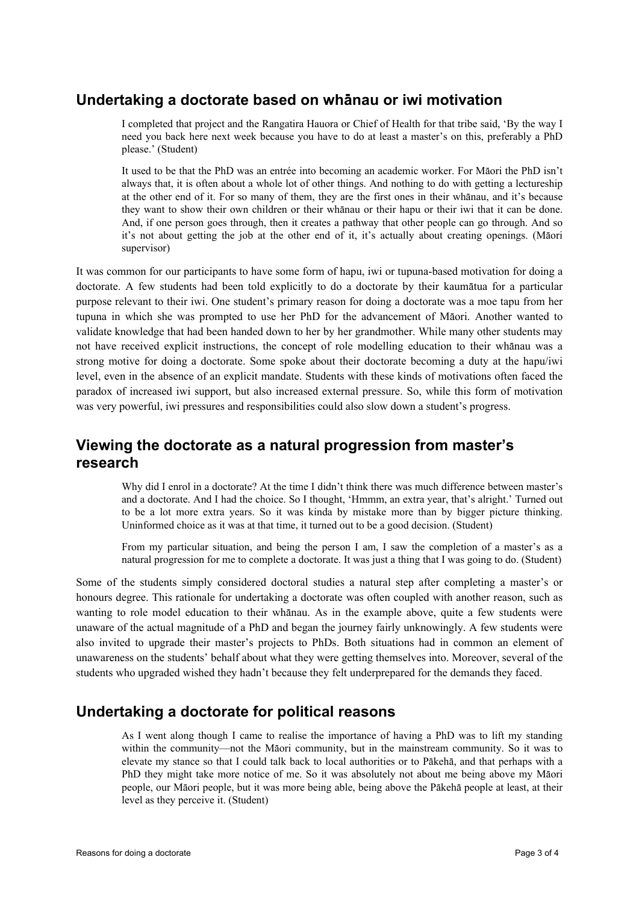## Undertaking a doctorate based on whānau or iwi motivation

> I completed that project and the Rangatira Hauora or Chief of Health for that tribe said, 'By the way I need you back here next week because you have to do at least a master's on this, preferably a PhD please.' (Student)

> It used to be that the PhD was an entrée into becoming an academic worker. For Māori the PhD isn't always that, it is often about a whole lot of other things. And nothing to do with getting a lectureship at the other end of it. For so many of them, they are the first ones in their whānau, and it's because they want to show their own children or their whānau or their hapu or their iwi that it can be done. And, if one person goes through, then it creates a pathway that other people can go through. And so it's not about getting the job at the other end of it, it's actually about creating openings. (Māori supervisor)

It was common for our participants to have some form of hapu, iwi or tupuna-based motivation for doing a doctorate. A few students had been told explicitly to do a doctorate by their kaumātua for a particular purpose relevant to their iwi. One student's primary reason for doing a doctorate was a moe tapu from her tupuna in which she was prompted to use her PhD for the advancement of Māori. Another wanted to validate knowledge that had been handed down to her by her grandmother. While many other students may not have received explicit instructions, the concept of role modelling education to their whānau was a strong motive for doing a doctorate. Some spoke about their doctorate becoming a duty at the hapu/iwi level, even in the absence of an explicit mandate. Students with these kinds of motivations often faced the paradox of increased iwi support, but also increased external pressure. So, while this form of motivation was very powerful, iwi pressures and responsibilities could also slow down a student's progress.

## Viewing the doctorate as a natural progression from master's research

> Why did I enrol in a doctorate? At the time I didn't think there was much difference between master's and a doctorate. And I had the choice. So I thought, 'Hmmm, an extra year, that's alright.' Turned out to be a lot more extra years. So it was kinda by mistake more than by bigger picture thinking. Uninformed choice as it was at that time, it turned out to be a good decision. (Student)

> From my particular situation, and being the person I am, I saw the completion of a master's as a natural progression for me to complete a doctorate. It was just a thing that I was going to do. (Student)

Some of the students simply considered doctoral studies a natural step after completing a master's or honours degree. This rationale for undertaking a doctorate was often coupled with another reason, such as wanting to role model education to their whānau. As in the example above, quite a few students were unaware of the actual magnitude of a PhD and began the journey fairly unknowingly. A few students were also invited to upgrade their master's projects to PhDs. Both situations had in common an element of unawareness on the students' behalf about what they were getting themselves into. Moreover, several of the students who upgraded wished they hadn't because they felt underprepared for the demands they faced.

## Undertaking a doctorate for political reasons

> As I went along though I came to realise the importance of having a PhD was to lift my standing within the community—not the Māori community, but in the mainstream community. So it was to elevate my stance so that I could talk back to local authorities or to Pākehā, and that perhaps with a PhD they might take more notice of me. So it was absolutely not about me being above my Māori people, our Māori people, but it was more being able, being above the Pākehā people at least, at their level as they perceive it. (Student)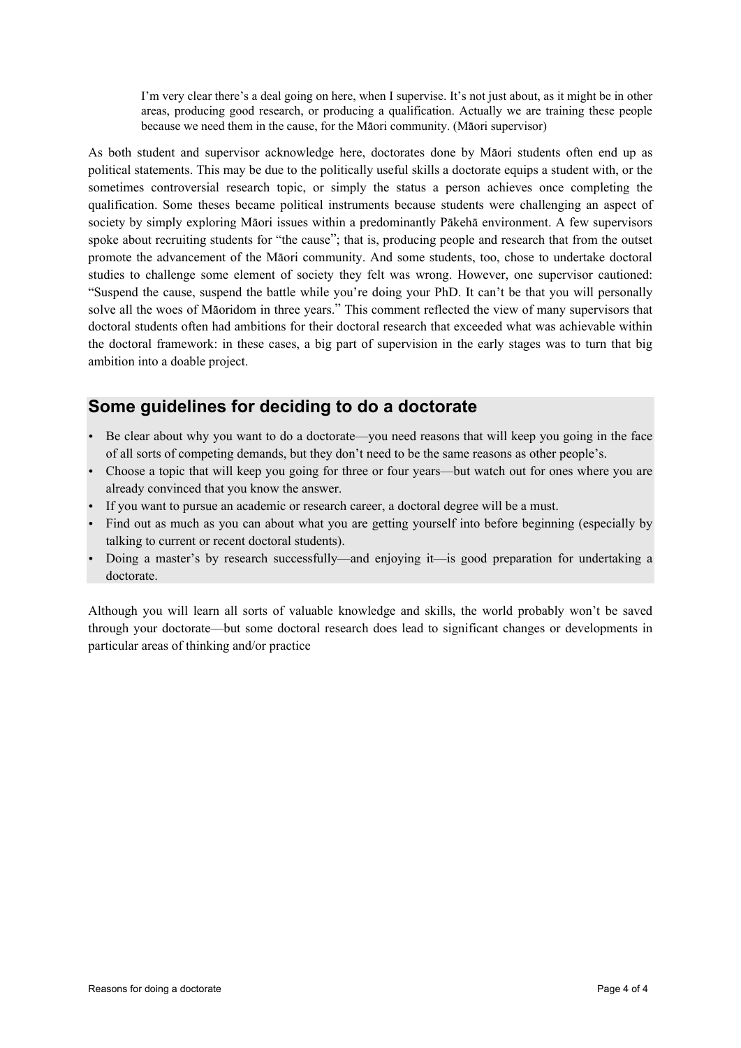> I'm very clear there's a deal going on here, when I supervise. It's not just about, as it might be in other areas, producing good research, or producing a qualification. Actually we are training these people because we need them in the cause, for the Māori community. (Māori supervisor)

As both student and supervisor acknowledge here, doctorates done by Māori students often end up as political statements. This may be due to the politically useful skills a doctorate equips a student with, or the sometimes controversial research topic, or simply the status a person achieves once completing the qualification. Some theses became political instruments because students were challenging an aspect of society by simply exploring Māori issues within a predominantly Pākehā environment. A few supervisors spoke about recruiting students for "the cause"; that is, producing people and research that from the outset promote the advancement of the Māori community. And some students, too, chose to undertake doctoral studies to challenge some element of society they felt was wrong. However, one supervisor cautioned: "Suspend the cause, suspend the battle while you're doing your PhD. It can't be that you will personally solve all the woes of Māoridom in three years." This comment reflected the view of many supervisors that doctoral students often had ambitions for their doctoral research that exceeded what was achievable within the doctoral framework: in these cases, a big part of supervision in the early stages was to turn that big ambition into a doable project.

## Some guidelines for deciding to do a doctorate

- Be clear about why you want to do a doctorate—you need reasons that will keep you going in the face of all sorts of competing demands, but they don't need to be the same reasons as other people's.
- Choose a topic that will keep you going for three or four years—but watch out for ones where you are already convinced that you know the answer.
- If you want to pursue an academic or research career, a doctoral degree will be a must.
- Find out as much as you can about what you are getting yourself into before beginning (especially by talking to current or recent doctoral students).
- Doing a master's by research successfully—and enjoying it—is good preparation for undertaking a doctorate.

Although you will learn all sorts of valuable knowledge and skills, the world probably won't be saved through your doctorate—but some doctoral research does lead to significant changes or developments in particular areas of thinking and/or practice